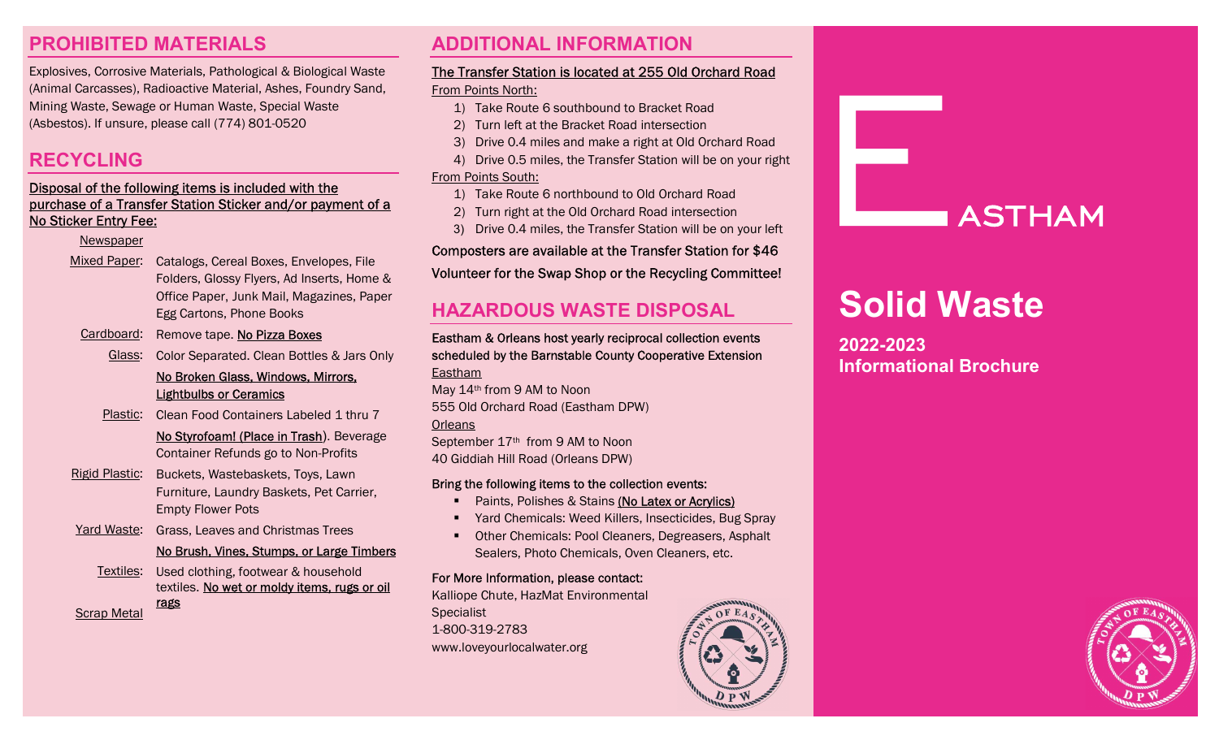## PROHIBITED MATERIALS

Explosives, Corrosive Materials, Pathological & Biological Waste (Animal Carcasses), Radioactive Material, Ashes, Foundry Sand, Mining Waste, Sewage or Human Waste, Special Waste (Asbestos). If unsure, please call (774) 801-0520

## RECYCLING

Disposal of the following items is included with the purchase of a Transfer Station Sticker and/or payment of a No Sticker Entry Fee:

- **Newspaper**
- **Mixed Paper:** Catalogs, Cereal Boxes, Envelopes, File Folders, Glossy Flyers, Ad Inserts, Home & Office Paper, Junk Mail, Magazines, Paper Egg Cartons, Phone Books
- **Cardboard:** Remove tape. No Pizza Boxes
- **Glass:** Color Separated. Clean Bottles & Jars Only. No Broken Glass, Windows, Mirrors, Lightbulbs or Ceramics
- **Plastic:** Clean Food Containers Labeled 1 thru 7. No Styrofoam! (Place in Trash). Beverage Container Refunds go to Non-Profits
- **Rigid Plastic:** Buckets, Wastebaskets, Toys, Lawn Furniture, Laundry Baskets, Pet Carrier, Empty Flower Pots
- **Yard Waste:** Grass, Leaves and Christmas Trees. No Brush, Vines, Stumps, or Large Timbers
- **Textiles:** Used clothing, footwear & household textiles. No wet or moldy items, rugs or oil rags
- **Scrap Metal**

## ADDITIONAL INFORMATION

**The Transfer Station is located at 255 Old Orchard Road**

From Points North:

1) Take Route 6 southbound to Bracket Road
2) Turn left at the Bracket Road intersection
3) Drive 0.4 miles and make a right at Old Orchard Road
4) Drive 0.5 miles, the Transfer Station will be on your right

From Points South:

1) Take Route 6 northbound to Old Orchard Road
2) Turn right at the Old Orchard Road intersection
3) Drive 0.4 miles, the Transfer Station will be on your left

Composters are available at the Transfer Station for $46

Volunteer for the Swap Shop or the Recycling Committee!

## HAZARDOUS WASTE DISPOSAL

**Eastham & Orleans host yearly reciprocal collection events scheduled by the Barnstable County Cooperative Extension**

Eastham
May 14th from 9 AM to Noon
555 Old Orchard Road (Eastham DPW)

Orleans
September 17th from 9 AM to Noon
40 Giddiah Hill Road (Orleans DPW)

**Bring the following items to the collection events:**

- Paints, Polishes & Stains (No Latex or Acrylics)
- Yard Chemicals: Weed Killers, Insecticides, Bug Spray
- Other Chemicals: Pool Cleaners, Degreasers, Asphalt Sealers, Photo Chemicals, Oven Cleaners, etc.

**For More Information, please contact:**
Kalliope Chute, HazMat Environmental Specialist
1-800-319-2783
www.loveyourlocalwater.org

# EASTHAM

# Solid Waste

## 2022-2023 Informational Brochure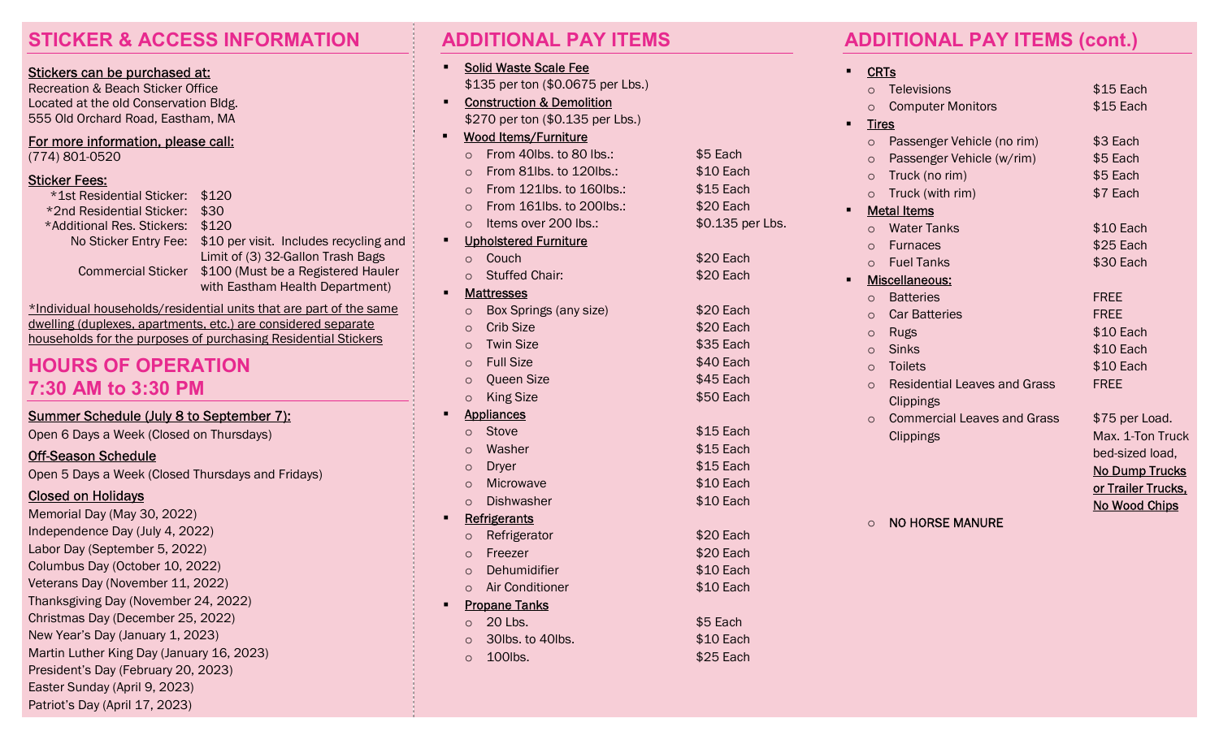## STICKER & ACCESS INFORMATION

**Stickers can be purchased at:**
Recreation & Beach Sticker Office
Located at the old Conservation Bldg.
555 Old Orchard Road, Eastham, MA

**For more information, please call:**
(774) 801-0520

**Sticker Fees:**

| | |
|---|---|
| *1st Residential Sticker: | $120 |
| *2nd Residential Sticker: | $30 |
| *Additional Res. Stickers: | $120 |
| No Sticker Entry Fee: | $10 per visit. Includes recycling and Limit of (3) 32-Gallon Trash Bags |
| Commercial Sticker | $100 (Must be a Registered Hauler with Eastham Health Department) |

*Individual households/residential units that are part of the same dwelling (duplexes, apartments, etc.) are considered separate households for the purposes of purchasing Residential Stickers

## HOURS OF OPERATION
## 7:30 AM to 3:30 PM

**Summer Schedule (July 8 to September 7):**
Open 6 Days a Week (Closed on Thursdays)

**Off-Season Schedule**
Open 5 Days a Week (Closed Thursdays and Fridays)

**Closed on Holidays**
Memorial Day (May 30, 2022)
Independence Day (July 4, 2022)
Labor Day (September 5, 2022)
Columbus Day (October 10, 2022)
Veterans Day (November 11, 2022)
Thanksgiving Day (November 24, 2022)
Christmas Day (December 25, 2022)
New Year's Day (January 1, 2023)
Martin Luther King Day (January 16, 2023)
President's Day (February 20, 2023)
Easter Sunday (April 9, 2023)
Patriot's Day (April 17, 2023)

## ADDITIONAL PAY ITEMS

- **Solid Waste Scale Fee**
  $135 per ton ($0.0675 per Lbs.)
- **Construction & Demolition**
  $270 per ton ($0.135 per Lbs.)
- **Wood Items/Furniture**
  - From 40lbs. to 80 lbs.: $5 Each
  - From 81lbs. to 120lbs.: $10 Each
  - From 121lbs. to 160lbs.: $15 Each
  - From 161lbs. to 200lbs.: $20 Each
  - Items over 200 lbs.: $0.135 per Lbs.
- **Upholstered Furniture**
  - Couch $20 Each
  - Stuffed Chair: $20 Each
- **Mattresses**
  - Box Springs (any size) $20 Each
  - Crib Size $20 Each
  - Twin Size $35 Each
  - Full Size $40 Each
  - Queen Size $45 Each
  - King Size $50 Each
- **Appliances**
  - Stove $15 Each
  - Washer $15 Each
  - Dryer $15 Each
  - Microwave $10 Each
  - Dishwasher $10 Each
- **Refrigerants**
  - Refrigerator $20 Each
  - Freezer $20 Each
  - Dehumidifier $10 Each
  - Air Conditioner $10 Each
- **Propane Tanks**
  - 20 Lbs. $5 Each
  - 30lbs. to 40lbs. $10 Each
  - 100lbs. $25 Each

## ADDITIONAL PAY ITEMS (cont.)

- **CRTs**
  - Televisions $15 Each
  - Computer Monitors $15 Each
- **Tires**
  - Passenger Vehicle (no rim) $3 Each
  - Passenger Vehicle (w/rim) $5 Each
  - Truck (no rim) $5 Each
  - Truck (with rim) $7 Each
- **Metal Items**
  - Water Tanks $10 Each
  - Furnaces $25 Each
  - Fuel Tanks $30 Each
- **Miscellaneous:**
  - Batteries FREE
  - Car Batteries FREE
  - Rugs $10 Each
  - Sinks $10 Each
  - Toilets $10 Each
  - Residential Leaves and Grass Clippings FREE
  - Commercial Leaves and Grass Clippings $75 per Load. Max. 1-Ton Truck bed-sized load, **No Dump Trucks or Trailer Trucks, No Wood Chips**
  - NO HORSE MANURE